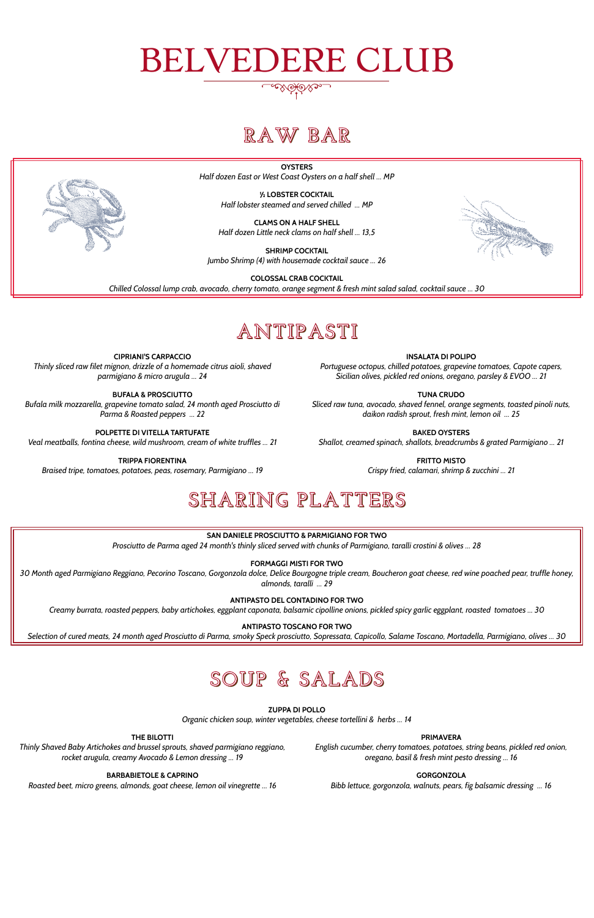# BELVEDERE CLUB

## RAW BAR

**OYSTERS**
*Half dozen East or West Coast Oysters on a half shell ... MP*

**½ LOBSTER COCKTAIL**
*Half lobster steamed and served chilled ... MP*

**CLAMS ON A HALF SHELL**
*Half dozen Little neck clams on half shell ... 13,5*

**SHRIMP COCKTAIL**
*Jumbo Shrimp (4) with housemade cocktail sauce ... 26*

**COLOSSAL CRAB COCKTAIL**
*Chilled Colossal lump crab, avocado, cherry tomato, orange segment & fresh mint salad salad, cocktail sauce ... 30*

## ANTIPASTI

**CIPRIANI'S CARPACCIO**
*Thinly sliced raw filet mignon, drizzle of a homemade citrus aioli, shaved parmigiano & micro arugula ... 24*

**BUFALA & PROSCIUTTO**
*Bufala milk mozzarella, grapevine tomato salad, 24 month aged Prosciutto di Parma & Roasted peppers ... 22*

**POLPETTE DI VITELLA TARTUFATE**
*Veal meatballs, fontina cheese, wild mushroom, cream of white truffles ... 21*

**TRIPPA FIORENTINA**
*Braised tripe, tomatoes, potatoes, peas, rosemary, Parmigiano ... 19*

**INSALATA DI POLIPO**
*Portuguese octopus, chilled potatoes, grapevine tomatoes, Capote capers, Sicilian olives, pickled red onions, oregano, parsley & EVOO ... 21*

**TUNA CRUDO**
*Sliced raw tuna, avocado, shaved fennel, orange segments, toasted pinoli nuts, daikon radish sprout, fresh mint, lemon oil ... 25*

**BAKED OYSTERS**
*Shallot, creamed spinach, shallots, breadcrumbs & grated Parmigiano ... 21*

**FRITTO MISTO**
*Crispy fried, calamari, shrimp & zucchini ... 21*

## SHARING PLATTERS

**SAN DANIELE PROSCIUTTO & PARMIGIANO FOR TWO**
*Prosciutto de Parma aged 24 month's thinly sliced served with chunks of Parmigiano, taralli crostini & olives ... 28*

**FORMAGGI MISTI FOR TWO**
*30 Month aged Parmigiano Reggiano, Pecorino Toscano, Gorgonzola dolce, Delice Bourgogne triple cream, Boucheron goat cheese, red wine poached pear, truffle honey, almonds, taralli ... 29*

**ANTIPASTO DEL CONTADINO FOR TWO**
*Creamy burrata, roasted peppers, baby artichokes, eggplant caponata, balsamic cipolline onions, pickled spicy garlic eggplant, roasted tomatoes ... 30*

**ANTIPASTO TOSCANO FOR TWO**
*Selection of cured meats, 24 month aged Prosciutto di Parma, smoky Speck prosciutto, Sopressata, Capicollo, Salame Toscano, Mortadella, Parmigiano, olives ... 30*

## SOUP & SALADS

**ZUPPA DI POLLO**
*Organic chicken soup, winter vegetables, cheese tortellini & herbs ... 14*

**THE BILOTTI**
*Thinly Shaved Baby Artichokes and brussel sprouts, shaved parmigiano reggiano, rocket arugula, creamy Avocado & Lemon dressing ... 19*

**BARBABIETOLE & CAPRINO**
*Roasted beet, micro greens, almonds, goat cheese, lemon oil vinegrette ... 16*

**PRIMAVERA**
*English cucumber, cherry tomatoes, potatoes, string beans, pickled red onion, oregano, basil & fresh mint pesto dressing ... 16*

**GORGONZOLA**
*Bibb lettuce, gorgonzola, walnuts, pears, fig balsamic dressing ... 16*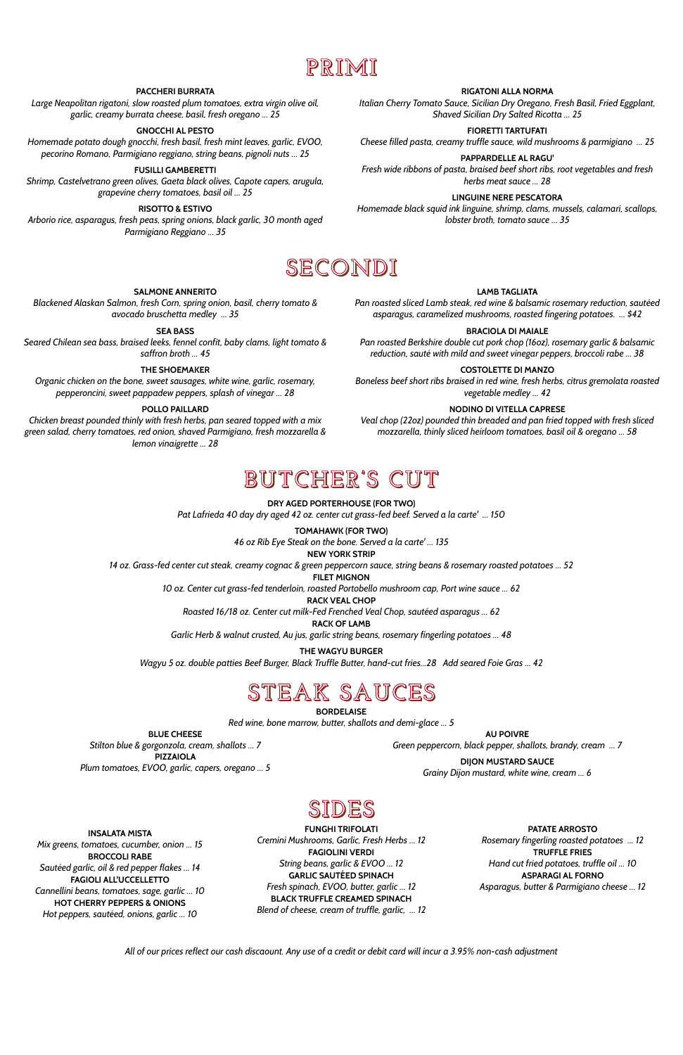# PRIMI

**PACCHERI BURRATA**
*Large Neapolitan rigatoni, slow roasted plum tomatoes, extra virgin olive oil, garlic, creamy burrata cheese, basil, fresh oregano ... 25*

**GNOCCHI AL PESTO**
*Homemade potato dough gnocchi, fresh basil, fresh mint leaves, garlic, EVOO, pecorino Romano, Parmigiano reggiano, string beans, pignoli nuts ... 25*

**FUSILLI GAMBERETTI**
*Shrimp, Castelvetrano green olives, Gaeta black olives, Capote capers, arugula, grapevine cherry tomatoes, basil oil ... 25*

**RISOTTO & ESTIVO**
*Arborio rice, asparagus, fresh peas, spring onions, black garlic, 30 month aged Parmigiano Reggiano ... 35*

**RIGATONI ALLA NORMA**
*Italian Cherry Tomato Sauce, Sicilian Dry Oregano, Fresh Basil, Fried Eggplant, Shaved Sicilian Dry Salted Ricotta ... 25*

**FIORETTI TARTUFATI**
*Cheese filled pasta, creamy truffle sauce, wild mushrooms & parmigiano ... 25*

**PAPPARDELLE AL RAGU'**
*Fresh wide ribbons of pasta, braised beef short ribs, root vegetables and fresh herbs meat sauce ... 28*

**LINGUINE NERE PESCATORA**
*Homemade black squid ink linguine, shrimp, clams, mussels, calamari, scallops, lobster broth, tomato sauce ... 35*

# SECONDI

**SALMONE ANNERITO**
*Blackened Alaskan Salmon, fresh Corn, spring onion, basil, cherry tomato & avocado bruschetta medley ... 35*

**SEA BASS**
*Seared Chilean sea bass, braised leeks, fennel confit, baby clams, light tomato & saffron broth ... 45*

**THE SHOEMAKER**
*Organic chicken on the bone, sweet sausages, white wine, garlic, rosemary, pepperoncini, sweet pappadew peppers, splash of vinegar ... 28*

**POLLO PAILLARD**
*Chicken breast pounded thinly with fresh herbs, pan seared topped with a mix green salad, cherry tomatoes, red onion, shaved Parmigiano, fresh mozzarella & lemon vinaigrette ... 28*

**LAMB TAGLIATA**
*Pan roasted sliced Lamb steak, red wine & balsamic rosemary reduction, sautéed asparagus, caramelized mushrooms, roasted fingering potatoes. ... $42*

**BRACIOLA DI MAIALE**
*Pan roasted Berkshire double cut pork chop (16oz), rosemary garlic & balsamic reduction, sauté with mild and sweet vinegar peppers, broccoli rabe ... 38*

**COSTOLETTE DI MANZO**
*Boneless beef short ribs braised in red wine, fresh herbs, citrus gremolata roasted vegetable medley ... 42*

**NODINO DI VITELLA CAPRESE**
*Veal chop (22oz) pounded thin breaded and pan fried topped with fresh sliced mozzarella, thinly sliced heirloom tomatoes, basil oil & oregano ... 58*

# BUTCHER'S CUT

**DRY AGED PORTERHOUSE (FOR TWO)**
*Pat Lafrieda 40 day dry aged 42 oz. center cut grass-fed beef. Served a la carte' ... 150*

**TOMAHAWK (FOR TWO)**
*46 oz Rib Eye Steak on the bone. Served a la carte' ... 135*

**NEW YORK STRIP**
*14 oz. Grass-fed center cut steak, creamy cognac & green peppercorn sauce, string beans & rosemary roasted potatoes ... 52*

**FILET MIGNON**
*10 oz. Center cut grass-fed tenderloin, roasted Portobello mushroom cap, Port wine sauce ... 62*

**RACK VEAL CHOP**
*Roasted 16/18 oz. Center cut milk-Fed Frenched Veal Chop, sautéed asparagus ... 62*

**RACK OF LAMB**
*Garlic Herb & walnut crusted, Au jus, garlic string beans, rosemary fingerling potatoes ... 48*

**THE WAGYU BURGER**
*Wagyu 5 oz. double patties Beef Burger, Black Truffle Butter, hand-cut fries...28 Add seared Foie Gras ... 42*

# STEAK SAUCES

**BORDELAISE**
*Red wine, bone marrow, butter, shallots and demi-glace ... 5*

**BLUE CHEESE**
*Stilton blue & gorgonzola, cream, shallots ... 7*

**PIZZAIOLA**
*Plum tomatoes, EVOO, garlic, capers, oregano ... 5*

**AU POIVRE**
*Green peppercorn, black pepper, shallots, brandy, cream ... 7*

**DIJON MUSTARD SAUCE**
*Grainy Dijon mustard, white wine, cream ... 6*

# SIDES

**INSALATA MISTA**
*Mix greens, tomatoes, cucumber, onion ... 15*

**BROCCOLI RABE**
*Sautéed garlic, oil & red pepper flakes ... 14*

**FAGIOLI ALL'UCCELLETTO**
*Cannellini beans, tomatoes, sage, garlic ... 10*

**HOT CHERRY PEPPERS & ONIONS**
*Hot peppers, sautéed, onions, garlic ... 10*

**FUNGHI TRIFOLATI**
*Cremini Mushrooms, Garlic, Fresh Herbs ... 12*

**FAGIOLINI VERDI**
*String beans, garlic & EVOO ... 12*

**GARLIC SAUTÉED SPINACH**
*Fresh spinach, EVOO, butter, garlic ... 12*

**BLACK TRUFFLE CREAMED SPINACH**
*Blend of cheese, cream of truffle, garlic, ... 12*

**PATATE ARROSTO**
*Rosemary fingerling roasted potatoes ... 12*

**TRUFFLE FRIES**
*Hand cut fried potatoes, truffle oil ... 10*

**ASPARAGI AL FORNO**
*Asparagus, butter & Parmigiano cheese ... 12*

*All of our prices reflect our cash discaount. Any use of a credit or debit card will incur a 3.95% non-cash adjustment*